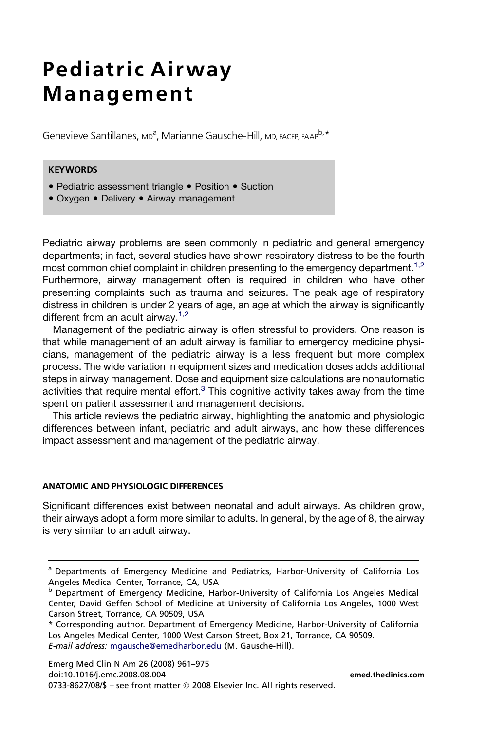# Pediatric Airway Management

Genevieve Santillanes, MD[a], Marianne Gausche-Hill, MD, FACEP, FAAP[b,*]

**KEYWORDS**

- Pediatric assessment triangle • Position • Suction
- Oxygen • Delivery • Airway management

Pediatric airway problems are seen commonly in pediatric and general emergency departments; in fact, several studies have shown respiratory distress to be the fourth most common chief complaint in children presenting to the emergency department.[1,2] Furthermore, airway management often is required in children who have other presenting complaints such as trauma and seizures. The peak age of respiratory distress in children is under 2 years of age, an age at which the airway is significantly different from an adult airway.[1,2]

Management of the pediatric airway is often stressful to providers. One reason is that while management of an adult airway is familiar to emergency medicine physicians, management of the pediatric airway is a less frequent but more complex process. The wide variation in equipment sizes and medication doses adds additional steps in airway management. Dose and equipment size calculations are nonautomatic activities that require mental effort.[3] This cognitive activity takes away from the time spent on patient assessment and management decisions.

This article reviews the pediatric airway, highlighting the anatomic and physiologic differences between infant, pediatric and adult airways, and how these differences impact assessment and management of the pediatric airway.

## ANATOMIC AND PHYSIOLOGIC DIFFERENCES

Significant differences exist between neonatal and adult airways. As children grow, their airways adopt a form more similar to adults. In general, by the age of 8, the airway is very similar to an adult airway.

---

[a] Departments of Emergency Medicine and Pediatrics, Harbor-University of California Los Angeles Medical Center, Torrance, CA, USA

[b] Department of Emergency Medicine, Harbor-University of California Los Angeles Medical Center, David Geffen School of Medicine at University of California Los Angeles, 1000 West Carson Street, Torrance, CA 90509, USA

* Corresponding author. Department of Emergency Medicine, Harbor-University of California Los Angeles Medical Center, 1000 West Carson Street, Box 21, Torrance, CA 90509.

*E-mail address:* mgausche@emedharbor.edu (M. Gausche-Hill).

Emerg Med Clin N Am 26 (2008) 961–975
doi:10.1016/j.emc.2008.08.004
0733-8627/08/$ – see front matter © 2008 Elsevier Inc. All rights reserved.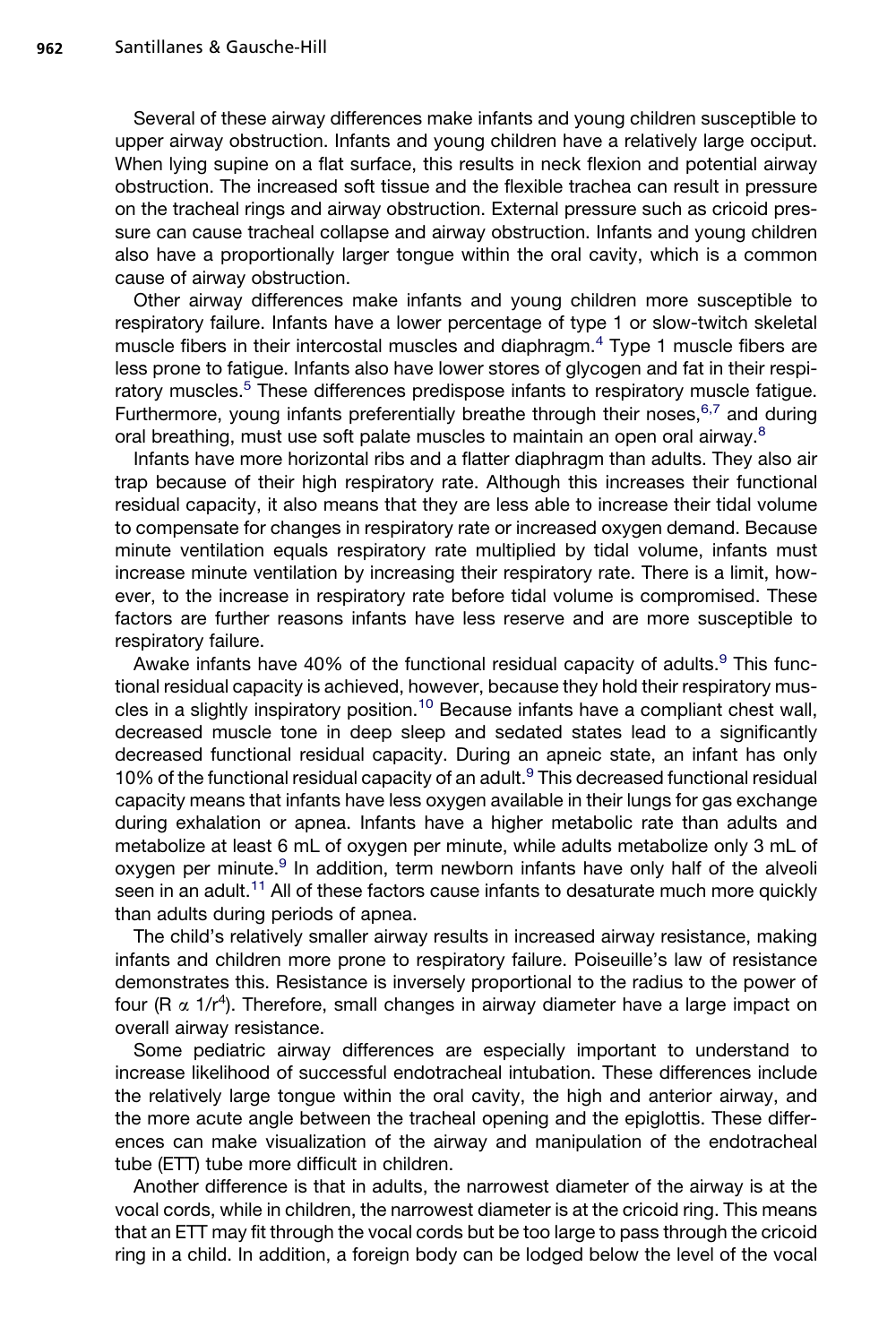Several of these airway differences make infants and young children susceptible to upper airway obstruction. Infants and young children have a relatively large occiput. When lying supine on a flat surface, this results in neck flexion and potential airway obstruction. The increased soft tissue and the flexible trachea can result in pressure on the tracheal rings and airway obstruction. External pressure such as cricoid pressure can cause tracheal collapse and airway obstruction. Infants and young children also have a proportionally larger tongue within the oral cavity, which is a common cause of airway obstruction.

Other airway differences make infants and young children more susceptible to respiratory failure. Infants have a lower percentage of type 1 or slow-twitch skeletal muscle fibers in their intercostal muscles and diaphragm.[4] Type 1 muscle fibers are less prone to fatigue. Infants also have lower stores of glycogen and fat in their respiratory muscles.[5] These differences predispose infants to respiratory muscle fatigue. Furthermore, young infants preferentially breathe through their noses,[6,7] and during oral breathing, must use soft palate muscles to maintain an open oral airway.[8]

Infants have more horizontal ribs and a flatter diaphragm than adults. They also air trap because of their high respiratory rate. Although this increases their functional residual capacity, it also means that they are less able to increase their tidal volume to compensate for changes in respiratory rate or increased oxygen demand. Because minute ventilation equals respiratory rate multiplied by tidal volume, infants must increase minute ventilation by increasing their respiratory rate. There is a limit, however, to the increase in respiratory rate before tidal volume is compromised. These factors are further reasons infants have less reserve and are more susceptible to respiratory failure.

Awake infants have 40% of the functional residual capacity of adults.[9] This functional residual capacity is achieved, however, because they hold their respiratory muscles in a slightly inspiratory position.[10] Because infants have a compliant chest wall, decreased muscle tone in deep sleep and sedated states lead to a significantly decreased functional residual capacity. During an apneic state, an infant has only 10% of the functional residual capacity of an adult.[9] This decreased functional residual capacity means that infants have less oxygen available in their lungs for gas exchange during exhalation or apnea. Infants have a higher metabolic rate than adults and metabolize at least 6 mL of oxygen per minute, while adults metabolize only 3 mL of oxygen per minute.[9] In addition, term newborn infants have only half of the alveoli seen in an adult.[11] All of these factors cause infants to desaturate much more quickly than adults during periods of apnea.

The child's relatively smaller airway results in increased airway resistance, making infants and children more prone to respiratory failure. Poiseuille's law of resistance demonstrates this. Resistance is inversely proportional to the radius to the power of four ($R \propto 1/r^4$). Therefore, small changes in airway diameter have a large impact on overall airway resistance.

Some pediatric airway differences are especially important to understand to increase likelihood of successful endotracheal intubation. These differences include the relatively large tongue within the oral cavity, the high and anterior airway, and the more acute angle between the tracheal opening and the epiglottis. These differences can make visualization of the airway and manipulation of the endotracheal tube (ETT) tube more difficult in children.

Another difference is that in adults, the narrowest diameter of the airway is at the vocal cords, while in children, the narrowest diameter is at the cricoid ring. This means that an ETT may fit through the vocal cords but be too large to pass through the cricoid ring in a child. In addition, a foreign body can be lodged below the level of the vocal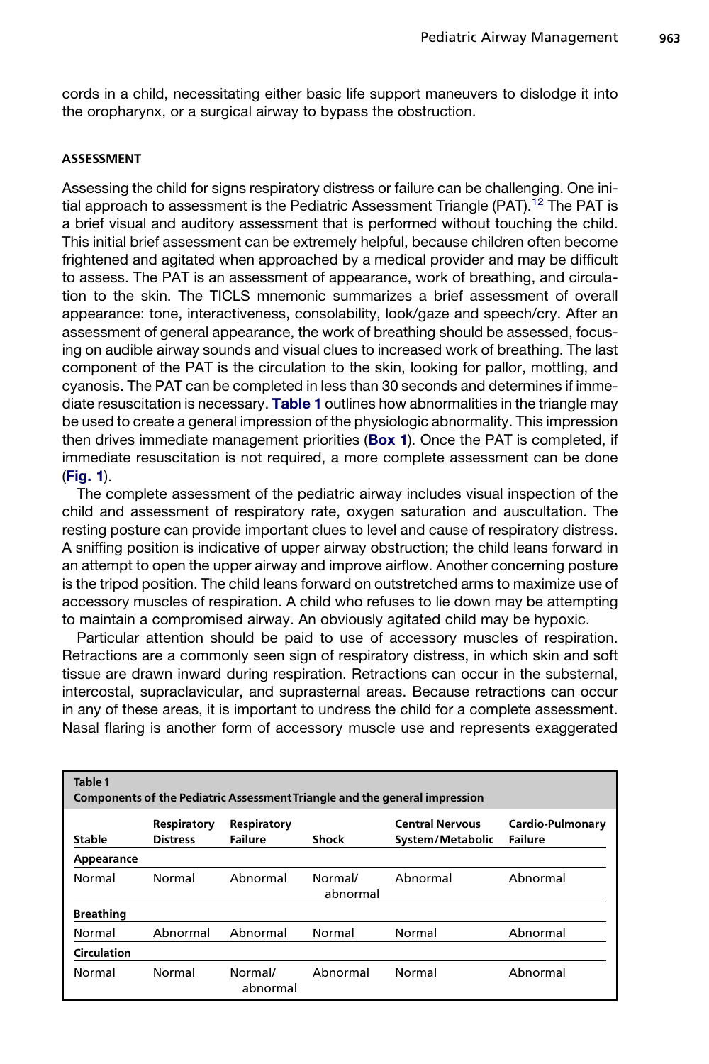cords in a child, necessitating either basic life support maneuvers to dislodge it into the oropharynx, or a surgical airway to bypass the obstruction.

## ASSESSMENT

Assessing the child for signs respiratory distress or failure can be challenging. One initial approach to assessment is the Pediatric Assessment Triangle (PAT).[12] The PAT is a brief visual and auditory assessment that is performed without touching the child. This initial brief assessment can be extremely helpful, because children often become frightened and agitated when approached by a medical provider and may be difficult to assess. The PAT is an assessment of appearance, work of breathing, and circulation to the skin. The TICLS mnemonic summarizes a brief assessment of overall appearance: tone, interactiveness, consolability, look/gaze and speech/cry. After an assessment of general appearance, the work of breathing should be assessed, focusing on audible airway sounds and visual clues to increased work of breathing. The last component of the PAT is the circulation to the skin, looking for pallor, mottling, and cyanosis. The PAT can be completed in less than 30 seconds and determines if immediate resuscitation is necessary. **Table 1** outlines how abnormalities in the triangle may be used to create a general impression of the physiologic abnormality. This impression then drives immediate management priorities (**Box 1**). Once the PAT is completed, if immediate resuscitation is not required, a more complete assessment can be done (**Fig. 1**).

The complete assessment of the pediatric airway includes visual inspection of the child and assessment of respiratory rate, oxygen saturation and auscultation. The resting posture can provide important clues to level and cause of respiratory distress. A sniffing position is indicative of upper airway obstruction; the child leans forward in an attempt to open the upper airway and improve airflow. Another concerning posture is the tripod position. The child leans forward on outstretched arms to maximize use of accessory muscles of respiration. A child who refuses to lie down may be attempting to maintain a compromised airway. An obviously agitated child may be hypoxic.

Particular attention should be paid to use of accessory muscles of respiration. Retractions are a commonly seen sign of respiratory distress, in which skin and soft tissue are drawn inward during respiration. Retractions can occur in the substernal, intercostal, supraclavicular, and suprasternal areas. Because retractions can occur in any of these areas, it is important to undress the child for a complete assessment. Nasal flaring is another form of accessory muscle use and represents exaggerated

**Table 1**
**Components of the Pediatric Assessment Triangle and the general impression**

| Stable | Respiratory Distress | Respiratory Failure | Shock | Central Nervous System/Metabolic | Cardio-Pulmonary Failure |
|---|---|---|---|---|---|
| **Appearance** | | | | | |
| Normal | Normal | Abnormal | Normal/ abnormal | Abnormal | Abnormal |
| **Breathing** | | | | | |
| Normal | Abnormal | Abnormal | Normal | Normal | Abnormal |
| **Circulation** | | | | | |
| Normal | Normal | Normal/ abnormal | Abnormal | Normal | Abnormal |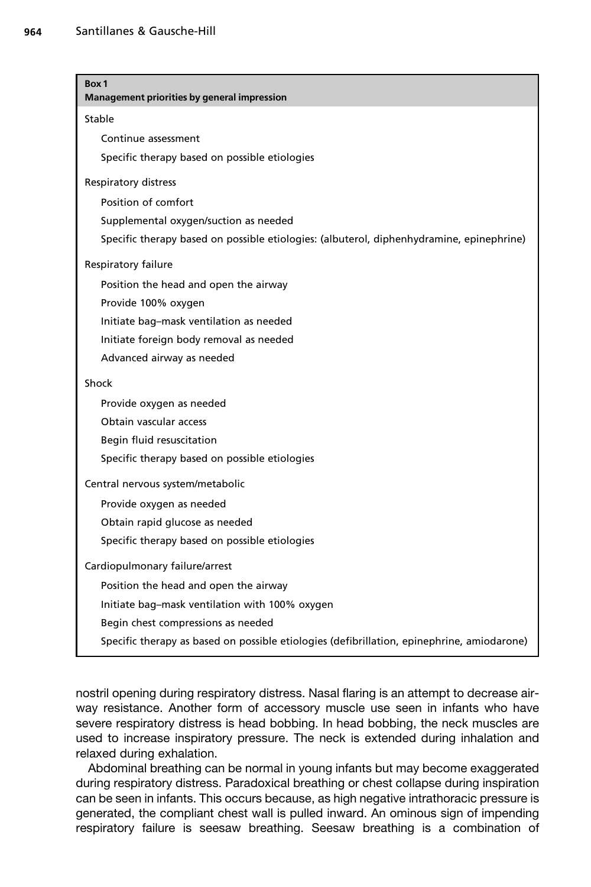**Box 1**
**Management priorities by general impression**

Stable

- Continue assessment
- Specific therapy based on possible etiologies

Respiratory distress

- Position of comfort
- Supplemental oxygen/suction as needed
- Specific therapy based on possible etiologies: (albuterol, diphenhydramine, epinephrine)

Respiratory failure

- Position the head and open the airway
- Provide 100% oxygen
- Initiate bag–mask ventilation as needed
- Initiate foreign body removal as needed
- Advanced airway as needed

Shock

- Provide oxygen as needed
- Obtain vascular access
- Begin fluid resuscitation
- Specific therapy based on possible etiologies

Central nervous system/metabolic

- Provide oxygen as needed
- Obtain rapid glucose as needed
- Specific therapy based on possible etiologies

Cardiopulmonary failure/arrest

- Position the head and open the airway
- Initiate bag–mask ventilation with 100% oxygen
- Begin chest compressions as needed
- Specific therapy as based on possible etiologies (defibrillation, epinephrine, amiodarone)

nostril opening during respiratory distress. Nasal flaring is an attempt to decrease airway resistance. Another form of accessory muscle use seen in infants who have severe respiratory distress is head bobbing. In head bobbing, the neck muscles are used to increase inspiratory pressure. The neck is extended during inhalation and relaxed during exhalation.

Abdominal breathing can be normal in young infants but may become exaggerated during respiratory distress. Paradoxical breathing or chest collapse during inspiration can be seen in infants. This occurs because, as high negative intrathoracic pressure is generated, the compliant chest wall is pulled inward. An ominous sign of impending respiratory failure is seesaw breathing. Seesaw breathing is a combination of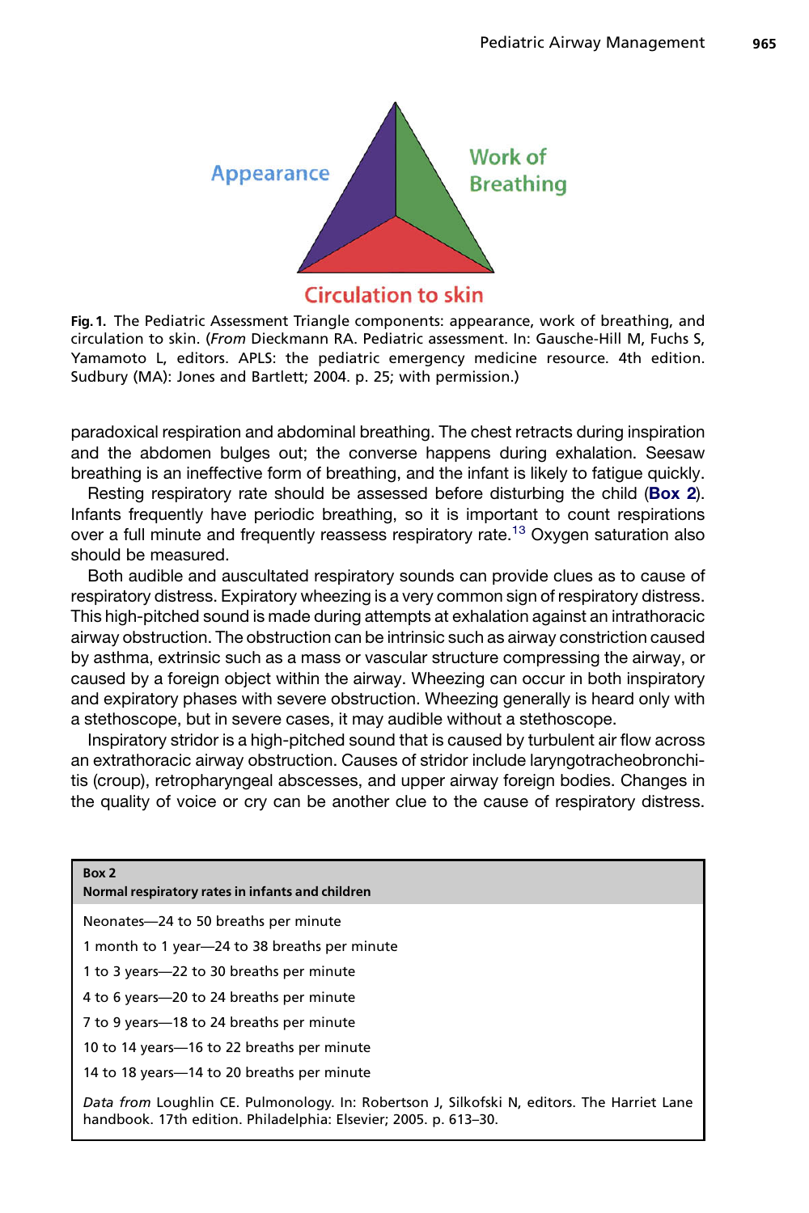**Fig. 1.** The Pediatric Assessment Triangle components: appearance, work of breathing, and circulation to skin. (*From* Dieckmann RA. Pediatric assessment. In: Gausche-Hill M, Fuchs S, Yamamoto L, editors. APLS: the pediatric emergency medicine resource. 4th edition. Sudbury (MA): Jones and Bartlett; 2004. p. 25; with permission.)

paradoxical respiration and abdominal breathing. The chest retracts during inspiration and the abdomen bulges out; the converse happens during exhalation. Seesaw breathing is an ineffective form of breathing, and the infant is likely to fatigue quickly.

Resting respiratory rate should be assessed before disturbing the child (**Box 2**). Infants frequently have periodic breathing, so it is important to count respirations over a full minute and frequently reassess respiratory rate.[13] Oxygen saturation also should be measured.

Both audible and auscultated respiratory sounds can provide clues as to cause of respiratory distress. Expiratory wheezing is a very common sign of respiratory distress. This high-pitched sound is made during attempts at exhalation against an intrathoracic airway obstruction. The obstruction can be intrinsic such as airway constriction caused by asthma, extrinsic such as a mass or vascular structure compressing the airway, or caused by a foreign object within the airway. Wheezing can occur in both inspiratory and expiratory phases with severe obstruction. Wheezing generally is heard only with a stethoscope, but in severe cases, it may audible without a stethoscope.

Inspiratory stridor is a high-pitched sound that is caused by turbulent air flow across an extrathoracic airway obstruction. Causes of stridor include laryngotracheobronchitis (croup), retropharyngeal abscesses, and upper airway foreign bodies. Changes in the quality of voice or cry can be another clue to the cause of respiratory distress.

**Box 2**
**Normal respiratory rates in infants and children**

- Neonates—24 to 50 breaths per minute
- 1 month to 1 year—24 to 38 breaths per minute
- 1 to 3 years—22 to 30 breaths per minute
- 4 to 6 years—20 to 24 breaths per minute
- 7 to 9 years—18 to 24 breaths per minute
- 10 to 14 years—16 to 22 breaths per minute
- 14 to 18 years—14 to 20 breaths per minute

*Data from* Loughlin CE. Pulmonology. In: Robertson J, Silkofski N, editors. The Harriet Lane handbook. 17th edition. Philadelphia: Elsevier; 2005. p. 613–30.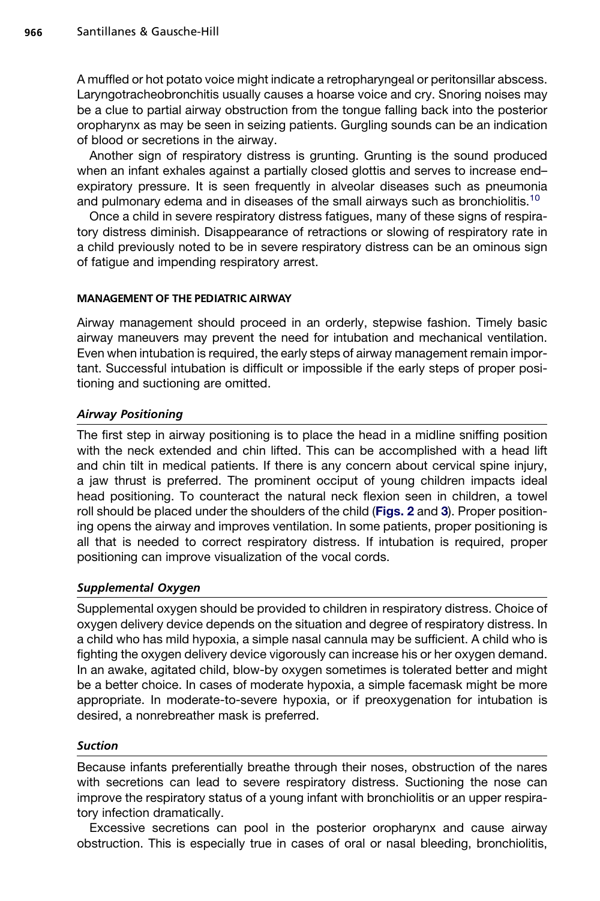A muffled or hot potato voice might indicate a retropharyngeal or peritonsillar abscess. Laryngotracheobronchitis usually causes a hoarse voice and cry. Snoring noises may be a clue to partial airway obstruction from the tongue falling back into the posterior oropharynx as may be seen in seizing patients. Gurgling sounds can be an indication of blood or secretions in the airway.

Another sign of respiratory distress is grunting. Grunting is the sound produced when an infant exhales against a partially closed glottis and serves to increase end–expiratory pressure. It is seen frequently in alveolar diseases such as pneumonia and pulmonary edema and in diseases of the small airways such as bronchiolitis.[10]

Once a child in severe respiratory distress fatigues, many of these signs of respiratory distress diminish. Disappearance of retractions or slowing of respiratory rate in a child previously noted to be in severe respiratory distress can be an ominous sign of fatigue and impending respiratory arrest.

## MANAGEMENT OF THE PEDIATRIC AIRWAY

Airway management should proceed in an orderly, stepwise fashion. Timely basic airway maneuvers may prevent the need for intubation and mechanical ventilation. Even when intubation is required, the early steps of airway management remain important. Successful intubation is difficult or impossible if the early steps of proper positioning and suctioning are omitted.

### *Airway Positioning*

The first step in airway positioning is to place the head in a midline sniffing position with the neck extended and chin lifted. This can be accomplished with a head lift and chin tilt in medical patients. If there is any concern about cervical spine injury, a jaw thrust is preferred. The prominent occiput of young children impacts ideal head positioning. To counteract the natural neck flexion seen in children, a towel roll should be placed under the shoulders of the child (**Figs. 2** and **3**). Proper positioning opens the airway and improves ventilation. In some patients, proper positioning is all that is needed to correct respiratory distress. If intubation is required, proper positioning can improve visualization of the vocal cords.

### *Supplemental Oxygen*

Supplemental oxygen should be provided to children in respiratory distress. Choice of oxygen delivery device depends on the situation and degree of respiratory distress. In a child who has mild hypoxia, a simple nasal cannula may be sufficient. A child who is fighting the oxygen delivery device vigorously can increase his or her oxygen demand. In an awake, agitated child, blow-by oxygen sometimes is tolerated better and might be a better choice. In cases of moderate hypoxia, a simple facemask might be more appropriate. In moderate-to-severe hypoxia, or if preoxygenation for intubation is desired, a nonrebreather mask is preferred.

### *Suction*

Because infants preferentially breathe through their noses, obstruction of the nares with secretions can lead to severe respiratory distress. Suctioning the nose can improve the respiratory status of a young infant with bronchiolitis or an upper respiratory infection dramatically.

Excessive secretions can pool in the posterior oropharynx and cause airway obstruction. This is especially true in cases of oral or nasal bleeding, bronchiolitis,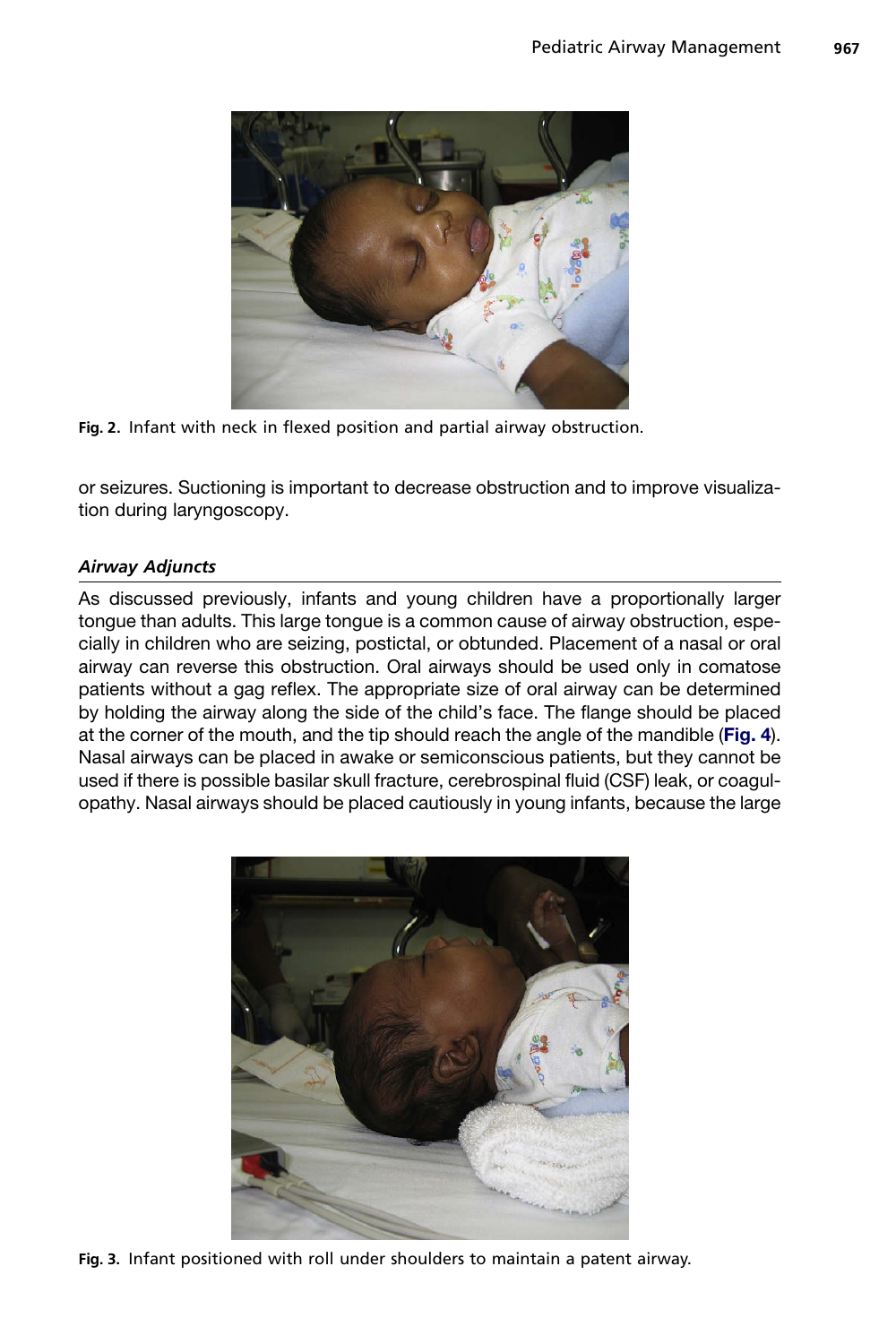Fig. 2. Infant with neck in flexed position and partial airway obstruction.

or seizures. Suctioning is important to decrease obstruction and to improve visualization during laryngoscopy.

### *Airway Adjuncts*

As discussed previously, infants and young children have a proportionally larger tongue than adults. This large tongue is a common cause of airway obstruction, especially in children who are seizing, postictal, or obtunded. Placement of a nasal or oral airway can reverse this obstruction. Oral airways should be used only in comatose patients without a gag reflex. The appropriate size of oral airway can be determined by holding the airway along the side of the child's face. The flange should be placed at the corner of the mouth, and the tip should reach the angle of the mandible (**Fig. 4**). Nasal airways can be placed in awake or semiconscious patients, but they cannot be used if there is possible basilar skull fracture, cerebrospinal fluid (CSF) leak, or coagulopathy. Nasal airways should be placed cautiously in young infants, because the large

Fig. 3. Infant positioned with roll under shoulders to maintain a patent airway.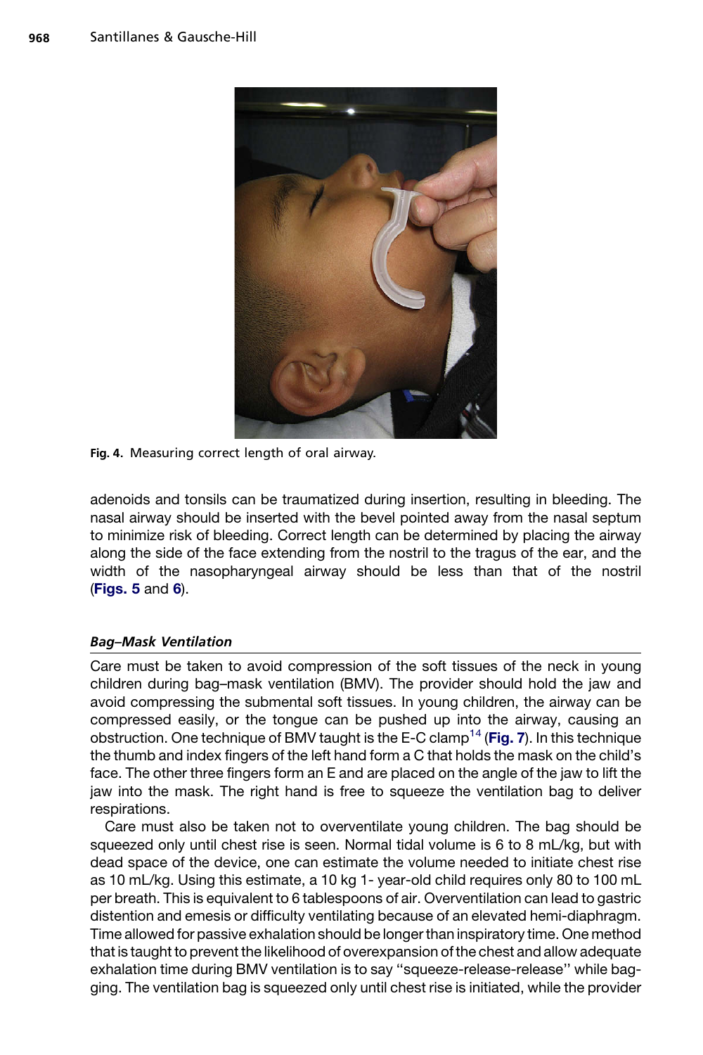Fig. 4. Measuring correct length of oral airway.

adenoids and tonsils can be traumatized during insertion, resulting in bleeding. The nasal airway should be inserted with the bevel pointed away from the nasal septum to minimize risk of bleeding. Correct length can be determined by placing the airway along the side of the face extending from the nostril to the tragus of the ear, and the width of the nasopharyngeal airway should be less than that of the nostril (**Figs. 5** and **6**).

### *Bag–Mask Ventilation*

Care must be taken to avoid compression of the soft tissues of the neck in young children during bag–mask ventilation (BMV). The provider should hold the jaw and avoid compressing the submental soft tissues. In young children, the airway can be compressed easily, or the tongue can be pushed up into the airway, causing an obstruction. One technique of BMV taught is the E-C clamp[14] (**Fig. 7**). In this technique the thumb and index fingers of the left hand form a C that holds the mask on the child's face. The other three fingers form an E and are placed on the angle of the jaw to lift the jaw into the mask. The right hand is free to squeeze the ventilation bag to deliver respirations.

Care must also be taken not to overventilate young children. The bag should be squeezed only until chest rise is seen. Normal tidal volume is 6 to 8 mL/kg, but with dead space of the device, one can estimate the volume needed to initiate chest rise as 10 mL/kg. Using this estimate, a 10 kg 1- year-old child requires only 80 to 100 mL per breath. This is equivalent to 6 tablespoons of air. Overventilation can lead to gastric distention and emesis or difficulty ventilating because of an elevated hemi-diaphragm. Time allowed for passive exhalation should be longer than inspiratory time. One method that is taught to prevent the likelihood of overexpansion of the chest and allow adequate exhalation time during BMV ventilation is to say "squeeze-release-release" while bagging. The ventilation bag is squeezed only until chest rise is initiated, while the provider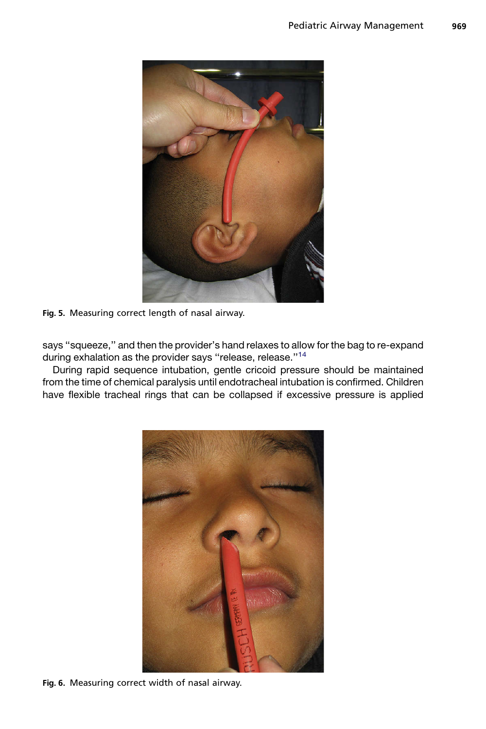Fig. 5. Measuring correct length of nasal airway.

says "squeeze," and then the provider's hand relaxes to allow for the bag to re-expand during exhalation as the provider says "release, release."[14]

During rapid sequence intubation, gentle cricoid pressure should be maintained from the time of chemical paralysis until endotracheal intubation is confirmed. Children have flexible tracheal rings that can be collapsed if excessive pressure is applied

Fig. 6. Measuring correct width of nasal airway.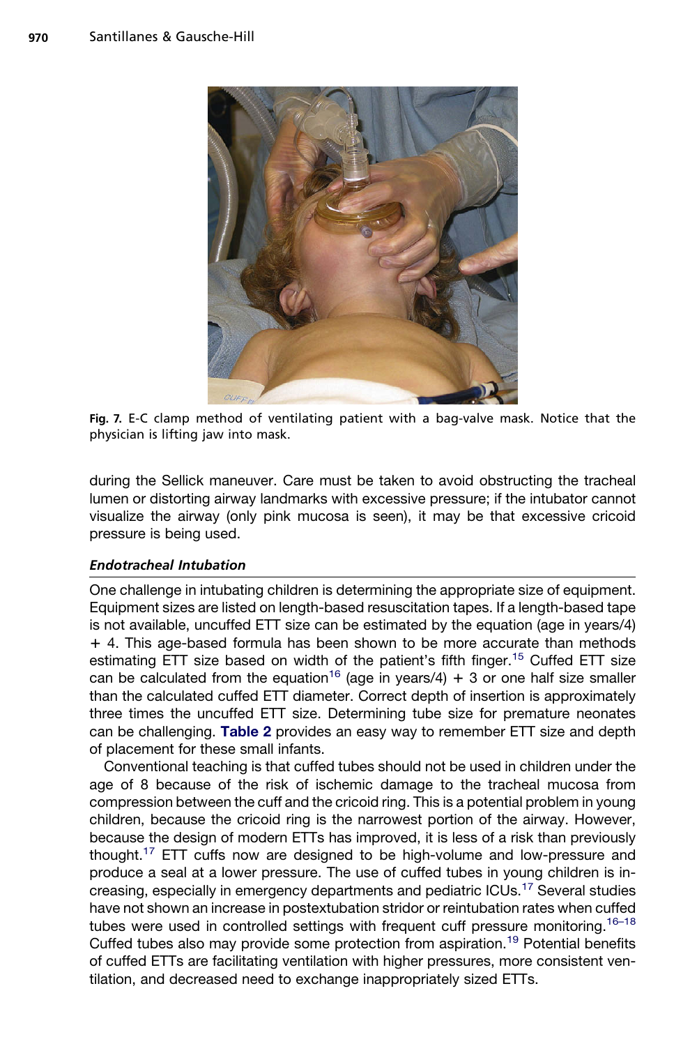Fig. 7. E-C clamp method of ventilating patient with a bag-valve mask. Notice that the physician is lifting jaw into mask.

during the Sellick maneuver. Care must be taken to avoid obstructing the tracheal lumen or distorting airway landmarks with excessive pressure; if the intubator cannot visualize the airway (only pink mucosa is seen), it may be that excessive cricoid pressure is being used.

### *Endotracheal Intubation*

One challenge in intubating children is determining the appropriate size of equipment. Equipment sizes are listed on length-based resuscitation tapes. If a length-based tape is not available, uncuffed ETT size can be estimated by the equation (age in years/4) + 4. This age-based formula has been shown to be more accurate than methods estimating ETT size based on width of the patient's fifth finger.[15] Cuffed ETT size can be calculated from the equation[16] (age in years/4) + 3 or one half size smaller than the calculated cuffed ETT diameter. Correct depth of insertion is approximately three times the uncuffed ETT size. Determining tube size for premature neonates can be challenging. **Table 2** provides an easy way to remember ETT size and depth of placement for these small infants.

Conventional teaching is that cuffed tubes should not be used in children under the age of 8 because of the risk of ischemic damage to the tracheal mucosa from compression between the cuff and the cricoid ring. This is a potential problem in young children, because the cricoid ring is the narrowest portion of the airway. However, because the design of modern ETTs has improved, it is less of a risk than previously thought.[17] ETT cuffs now are designed to be high-volume and low-pressure and produce a seal at a lower pressure. The use of cuffed tubes in young children is increasing, especially in emergency departments and pediatric ICUs.[17] Several studies have not shown an increase in postextubation stridor or reintubation rates when cuffed tubes were used in controlled settings with frequent cuff pressure monitoring.[16–18] Cuffed tubes also may provide some protection from aspiration.[19] Potential benefits of cuffed ETTs are facilitating ventilation with higher pressures, more consistent ventilation, and decreased need to exchange inappropriately sized ETTs.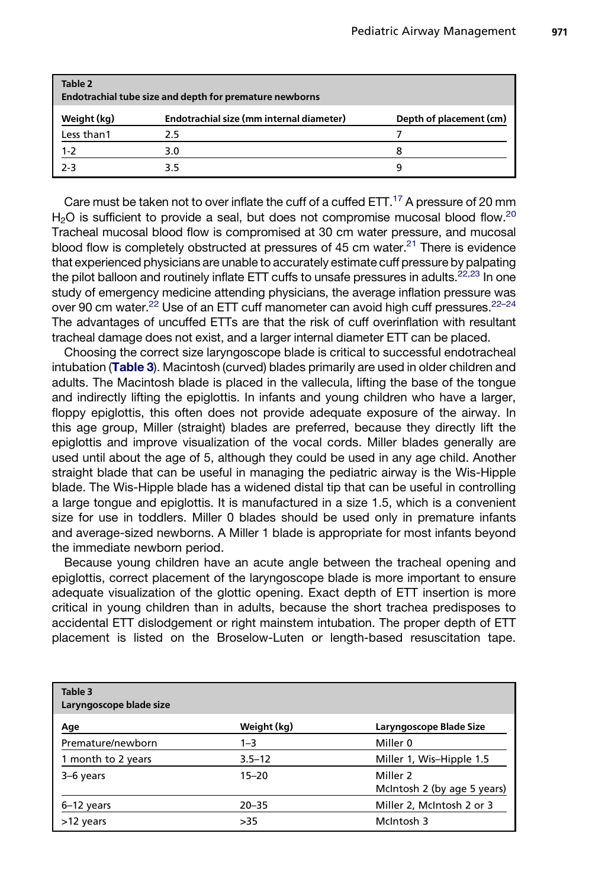**Table 2**
**Endotrachial tube size and depth for premature newborns**

| Weight (kg) | Endotrachial size (mm internal diameter) | Depth of placement (cm) |
|---|---|---|
| Less than1 | 2.5 | 7 |
| 1-2 | 3.0 | 8 |
| 2-3 | 3.5 | 9 |

Care must be taken not to over inflate the cuff of a cuffed ETT.[17] A pressure of 20 mm $H_2O$ is sufficient to provide a seal, but does not compromise mucosal blood flow.[20] Tracheal mucosal blood flow is compromised at 30 cm water pressure, and mucosal blood flow is completely obstructed at pressures of 45 cm water.[21] There is evidence that experienced physicians are unable to accurately estimate cuff pressure by palpating the pilot balloon and routinely inflate ETT cuffs to unsafe pressures in adults.[22,23] In one study of emergency medicine attending physicians, the average inflation pressure was over 90 cm water.[22] Use of an ETT cuff manometer can avoid high cuff pressures.[22–24] The advantages of uncuffed ETTs are that the risk of cuff overinflation with resultant tracheal damage does not exist, and a larger internal diameter ETT can be placed.

Choosing the correct size laryngoscope blade is critical to successful endotracheal intubation (**Table 3**). Macintosh (curved) blades primarily are used in older children and adults. The Macintosh blade is placed in the vallecula, lifting the base of the tongue and indirectly lifting the epiglottis. In infants and young children who have a larger, floppy epiglottis, this often does not provide adequate exposure of the airway. In this age group, Miller (straight) blades are preferred, because they directly lift the epiglottis and improve visualization of the vocal cords. Miller blades generally are used until about the age of 5, although they could be used in any age child. Another straight blade that can be useful in managing the pediatric airway is the Wis-Hipple blade. The Wis-Hipple blade has a widened distal tip that can be useful in controlling a large tongue and epiglottis. It is manufactured in a size 1.5, which is a convenient size for use in toddlers. Miller 0 blades should be used only in premature infants and average-sized newborns. A Miller 1 blade is appropriate for most infants beyond the immediate newborn period.

Because young children have an acute angle between the tracheal opening and epiglottis, correct placement of the laryngoscope blade is more important to ensure adequate visualization of the glottic opening. Exact depth of ETT insertion is more critical in young children than in adults, because the short trachea predisposes to accidental ETT dislodgement or right mainstem intubation. The proper depth of ETT placement is listed on the Broselow-Luten or length-based resuscitation tape.

**Table 3**
**Laryngoscope blade size**

| Age | Weight (kg) | Laryngoscope Blade Size |
|---|---|---|
| Premature/newborn | 1–3 | Miller 0 |
| 1 month to 2 years | 3.5–12 | Miller 1, Wis–Hipple 1.5 |
| 3–6 years | 15–20 | Miller 2<br>McIntosh 2 (by age 5 years) |
| 6–12 years | 20–35 | Miller 2, McIntosh 2 or 3 |
| >12 years | >35 | McIntosh 3 |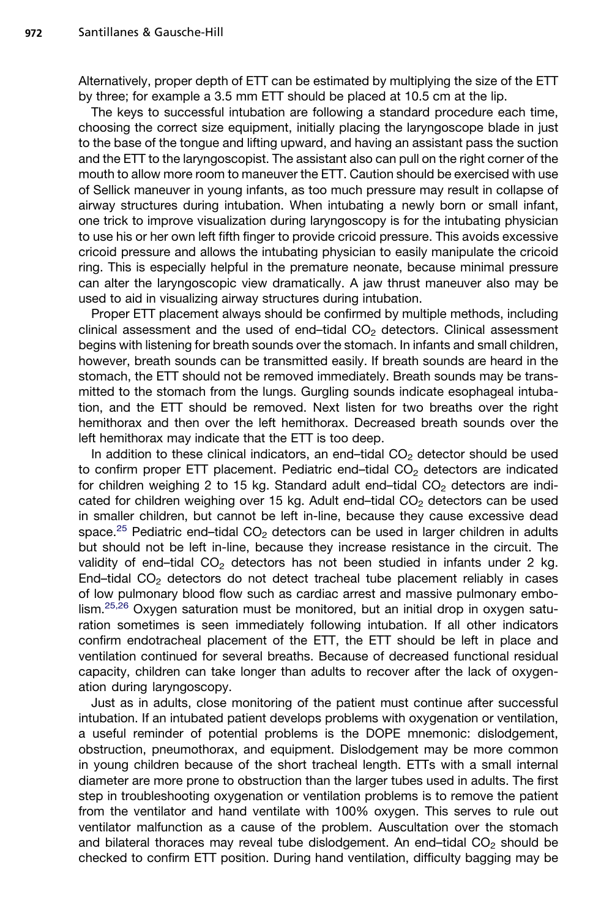Alternatively, proper depth of ETT can be estimated by multiplying the size of the ETT by three; for example a 3.5 mm ETT should be placed at 10.5 cm at the lip.

The keys to successful intubation are following a standard procedure each time, choosing the correct size equipment, initially placing the laryngoscope blade in just to the base of the tongue and lifting upward, and having an assistant pass the suction and the ETT to the laryngoscopist. The assistant also can pull on the right corner of the mouth to allow more room to maneuver the ETT. Caution should be exercised with use of Sellick maneuver in young infants, as too much pressure may result in collapse of airway structures during intubation. When intubating a newly born or small infant, one trick to improve visualization during laryngoscopy is for the intubating physician to use his or her own left fifth finger to provide cricoid pressure. This avoids excessive cricoid pressure and allows the intubating physician to easily manipulate the cricoid ring. This is especially helpful in the premature neonate, because minimal pressure can alter the laryngoscopic view dramatically. A jaw thrust maneuver also may be used to aid in visualizing airway structures during intubation.

Proper ETT placement always should be confirmed by multiple methods, including clinical assessment and the used of end–tidal $CO_2$ detectors. Clinical assessment begins with listening for breath sounds over the stomach. In infants and small children, however, breath sounds can be transmitted easily. If breath sounds are heard in the stomach, the ETT should not be removed immediately. Breath sounds may be transmitted to the stomach from the lungs. Gurgling sounds indicate esophageal intubation, and the ETT should be removed. Next listen for two breaths over the right hemithorax and then over the left hemithorax. Decreased breath sounds over the left hemithorax may indicate that the ETT is too deep.

In addition to these clinical indicators, an end–tidal $CO_2$ detector should be used to confirm proper ETT placement. Pediatric end–tidal $CO_2$ detectors are indicated for children weighing 2 to 15 kg. Standard adult end–tidal $CO_2$ detectors are indicated for children weighing over 15 kg. Adult end–tidal $CO_2$ detectors can be used in smaller children, but cannot be left in-line, because they cause excessive dead space.[25] Pediatric end–tidal $CO_2$ detectors can be used in larger children in adults but should not be left in-line, because they increase resistance in the circuit. The validity of end–tidal $CO_2$ detectors has not been studied in infants under 2 kg. End–tidal $CO_2$ detectors do not detect tracheal tube placement reliably in cases of low pulmonary blood flow such as cardiac arrest and massive pulmonary embolism.[25,26] Oxygen saturation must be monitored, but an initial drop in oxygen saturation sometimes is seen immediately following intubation. If all other indicators confirm endotracheal placement of the ETT, the ETT should be left in place and ventilation continued for several breaths. Because of decreased functional residual capacity, children can take longer than adults to recover after the lack of oxygenation during laryngoscopy.

Just as in adults, close monitoring of the patient must continue after successful intubation. If an intubated patient develops problems with oxygenation or ventilation, a useful reminder of potential problems is the DOPE mnemonic: dislodgement, obstruction, pneumothorax, and equipment. Dislodgement may be more common in young children because of the short tracheal length. ETTs with a small internal diameter are more prone to obstruction than the larger tubes used in adults. The first step in troubleshooting oxygenation or ventilation problems is to remove the patient from the ventilator and hand ventilate with 100% oxygen. This serves to rule out ventilator malfunction as a cause of the problem. Auscultation over the stomach and bilateral thoraces may reveal tube dislodgement. An end–tidal $CO_2$ should be checked to confirm ETT position. During hand ventilation, difficulty bagging may be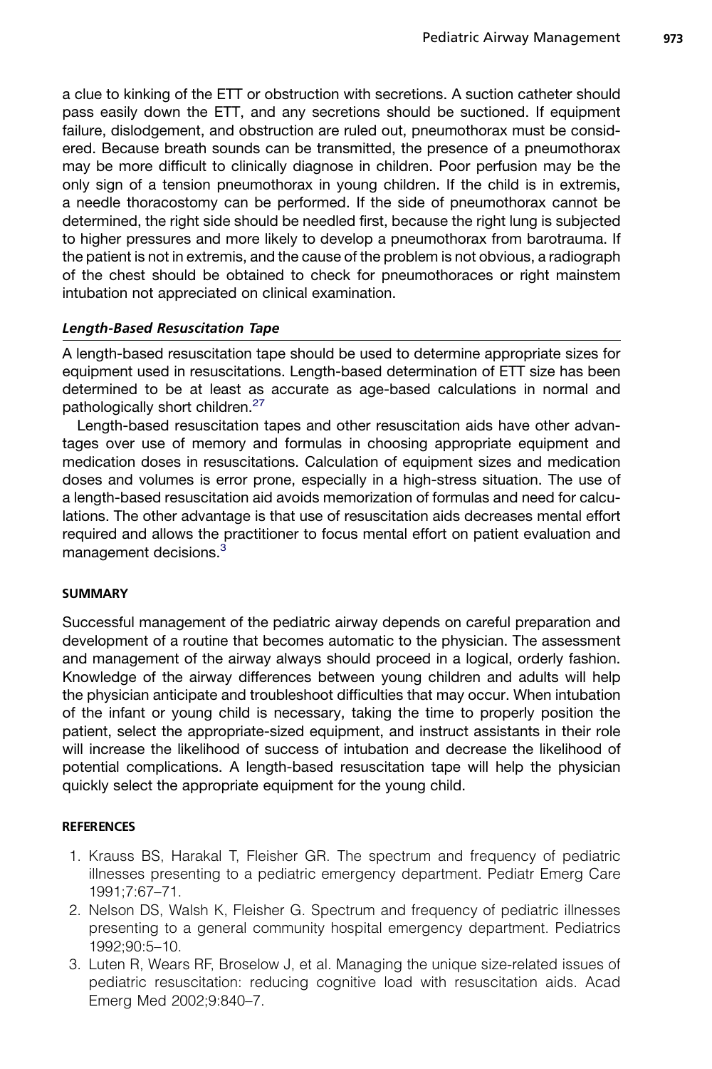a clue to kinking of the ETT or obstruction with secretions. A suction catheter should pass easily down the ETT, and any secretions should be suctioned. If equipment failure, dislodgement, and obstruction are ruled out, pneumothorax must be considered. Because breath sounds can be transmitted, the presence of a pneumothorax may be more difficult to clinically diagnose in children. Poor perfusion may be the only sign of a tension pneumothorax in young children. If the child is in extremis, a needle thoracostomy can be performed. If the side of pneumothorax cannot be determined, the right side should be needled first, because the right lung is subjected to higher pressures and more likely to develop a pneumothorax from barotrauma. If the patient is not in extremis, and the cause of the problem is not obvious, a radiograph of the chest should be obtained to check for pneumothoraces or right mainstem intubation not appreciated on clinical examination.

### *Length-Based Resuscitation Tape*

A length-based resuscitation tape should be used to determine appropriate sizes for equipment used in resuscitations. Length-based determination of ETT size has been determined to be at least as accurate as age-based calculations in normal and pathologically short children.[27]

Length-based resuscitation tapes and other resuscitation aids have other advantages over use of memory and formulas in choosing appropriate equipment and medication doses in resuscitations. Calculation of equipment sizes and medication doses and volumes is error prone, especially in a high-stress situation. The use of a length-based resuscitation aid avoids memorization of formulas and need for calculations. The other advantage is that use of resuscitation aids decreases mental effort required and allows the practitioner to focus mental effort on patient evaluation and management decisions.[3]

## SUMMARY

Successful management of the pediatric airway depends on careful preparation and development of a routine that becomes automatic to the physician. The assessment and management of the airway always should proceed in a logical, orderly fashion. Knowledge of the airway differences between young children and adults will help the physician anticipate and troubleshoot difficulties that may occur. When intubation of the infant or young child is necessary, taking the time to properly position the patient, select the appropriate-sized equipment, and instruct assistants in their role will increase the likelihood of success of intubation and decrease the likelihood of potential complications. A length-based resuscitation tape will help the physician quickly select the appropriate equipment for the young child.

## REFERENCES

1. Krauss BS, Harakal T, Fleisher GR. The spectrum and frequency of pediatric illnesses presenting to a pediatric emergency department. Pediatr Emerg Care 1991;7:67–71.
2. Nelson DS, Walsh K, Fleisher G. Spectrum and frequency of pediatric illnesses presenting to a general community hospital emergency department. Pediatrics 1992;90:5–10.
3. Luten R, Wears RF, Broselow J, et al. Managing the unique size-related issues of pediatric resuscitation: reducing cognitive load with resuscitation aids. Acad Emerg Med 2002;9:840–7.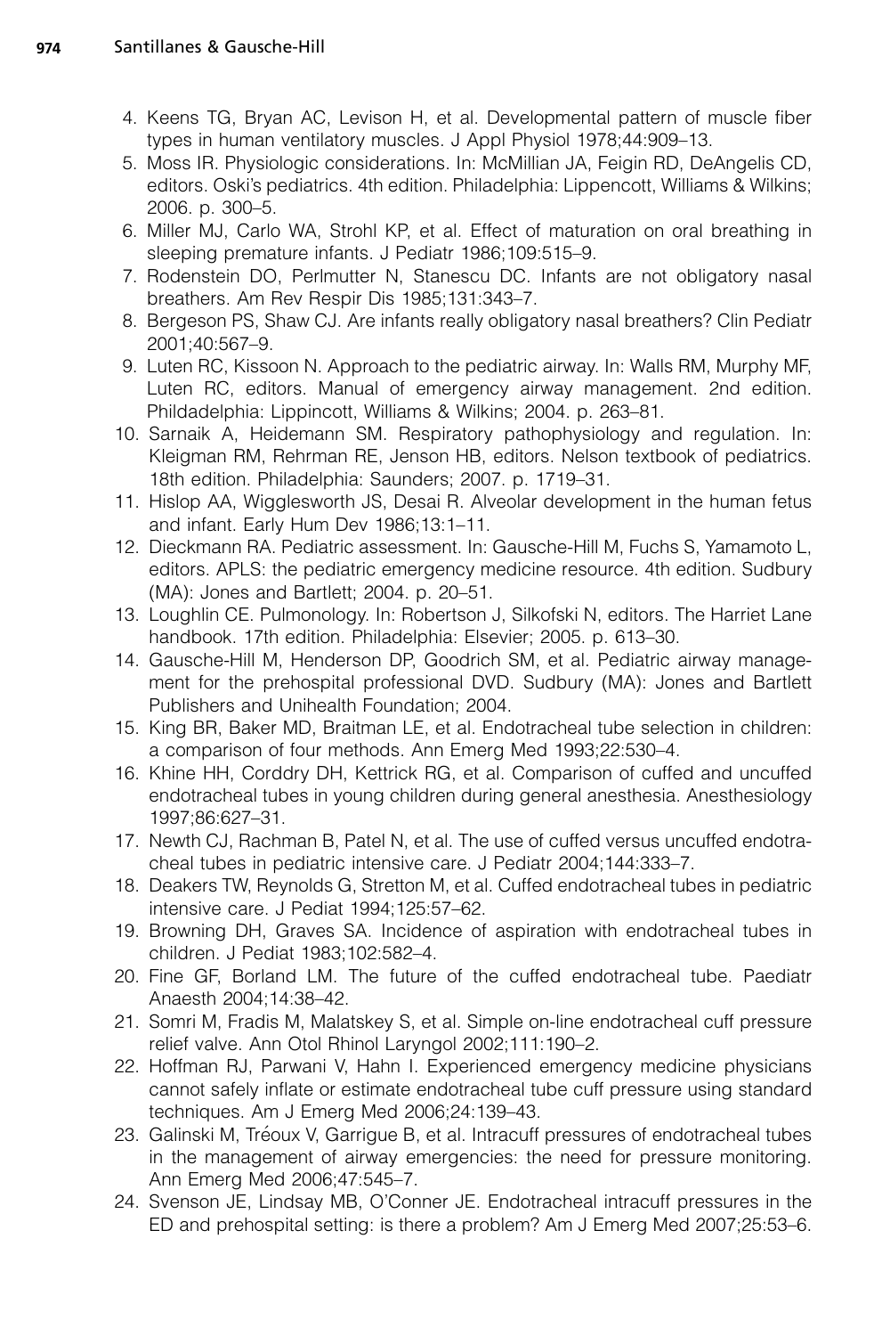4. Keens TG, Bryan AC, Levison H, et al. Developmental pattern of muscle fiber types in human ventilatory muscles. J Appl Physiol 1978;44:909–13.
5. Moss IR. Physiologic considerations. In: McMillian JA, Feigin RD, DeAngelis CD, editors. Oski's pediatrics. 4th edition. Philadelphia: Lippencott, Williams & Wilkins; 2006. p. 300–5.
6. Miller MJ, Carlo WA, Strohl KP, et al. Effect of maturation on oral breathing in sleeping premature infants. J Pediatr 1986;109:515–9.
7. Rodenstein DO, Perlmutter N, Stanescu DC. Infants are not obligatory nasal breathers. Am Rev Respir Dis 1985;131:343–7.
8. Bergeson PS, Shaw CJ. Are infants really obligatory nasal breathers? Clin Pediatr 2001;40:567–9.
9. Luten RC, Kissoon N. Approach to the pediatric airway. In: Walls RM, Murphy MF, Luten RC, editors. Manual of emergency airway management. 2nd edition. Phildadelphia: Lippincott, Williams & Wilkins; 2004. p. 263–81.
10. Sarnaik A, Heidemann SM. Respiratory pathophysiology and regulation. In: Kleigman RM, Rehrman RE, Jenson HB, editors. Nelson textbook of pediatrics. 18th edition. Philadelphia: Saunders; 2007. p. 1719–31.
11. Hislop AA, Wigglesworth JS, Desai R. Alveolar development in the human fetus and infant. Early Hum Dev 1986;13:1–11.
12. Dieckmann RA. Pediatric assessment. In: Gausche-Hill M, Fuchs S, Yamamoto L, editors. APLS: the pediatric emergency medicine resource. 4th edition. Sudbury (MA): Jones and Bartlett; 2004. p. 20–51.
13. Loughlin CE. Pulmonology. In: Robertson J, Silkofski N, editors. The Harriet Lane handbook. 17th edition. Philadelphia: Elsevier; 2005. p. 613–30.
14. Gausche-Hill M, Henderson DP, Goodrich SM, et al. Pediatric airway management for the prehospital professional DVD. Sudbury (MA): Jones and Bartlett Publishers and Unihealth Foundation; 2004.
15. King BR, Baker MD, Braitman LE, et al. Endotracheal tube selection in children: a comparison of four methods. Ann Emerg Med 1993;22:530–4.
16. Khine HH, Corddry DH, Kettrick RG, et al. Comparison of cuffed and uncuffed endotracheal tubes in young children during general anesthesia. Anesthesiology 1997;86:627–31.
17. Newth CJ, Rachman B, Patel N, et al. The use of cuffed versus uncuffed endotracheal tubes in pediatric intensive care. J Pediatr 2004;144:333–7.
18. Deakers TW, Reynolds G, Stretton M, et al. Cuffed endotracheal tubes in pediatric intensive care. J Pediat 1994;125:57–62.
19. Browning DH, Graves SA. Incidence of aspiration with endotracheal tubes in children. J Pediat 1983;102:582–4.
20. Fine GF, Borland LM. The future of the cuffed endotracheal tube. Paediatr Anaesth 2004;14:38–42.
21. Somri M, Fradis M, Malatskey S, et al. Simple on-line endotracheal cuff pressure relief valve. Ann Otol Rhinol Laryngol 2002;111:190–2.
22. Hoffman RJ, Parwani V, Hahn I. Experienced emergency medicine physicians cannot safely inflate or estimate endotracheal tube cuff pressure using standard techniques. Am J Emerg Med 2006;24:139–43.
23. Galinski M, Tréoux V, Garrigue B, et al. Intracuff pressures of endotracheal tubes in the management of airway emergencies: the need for pressure monitoring. Ann Emerg Med 2006;47:545–7.
24. Svenson JE, Lindsay MB, O'Conner JE. Endotracheal intracuff pressures in the ED and prehospital setting: is there a problem? Am J Emerg Med 2007;25:53–6.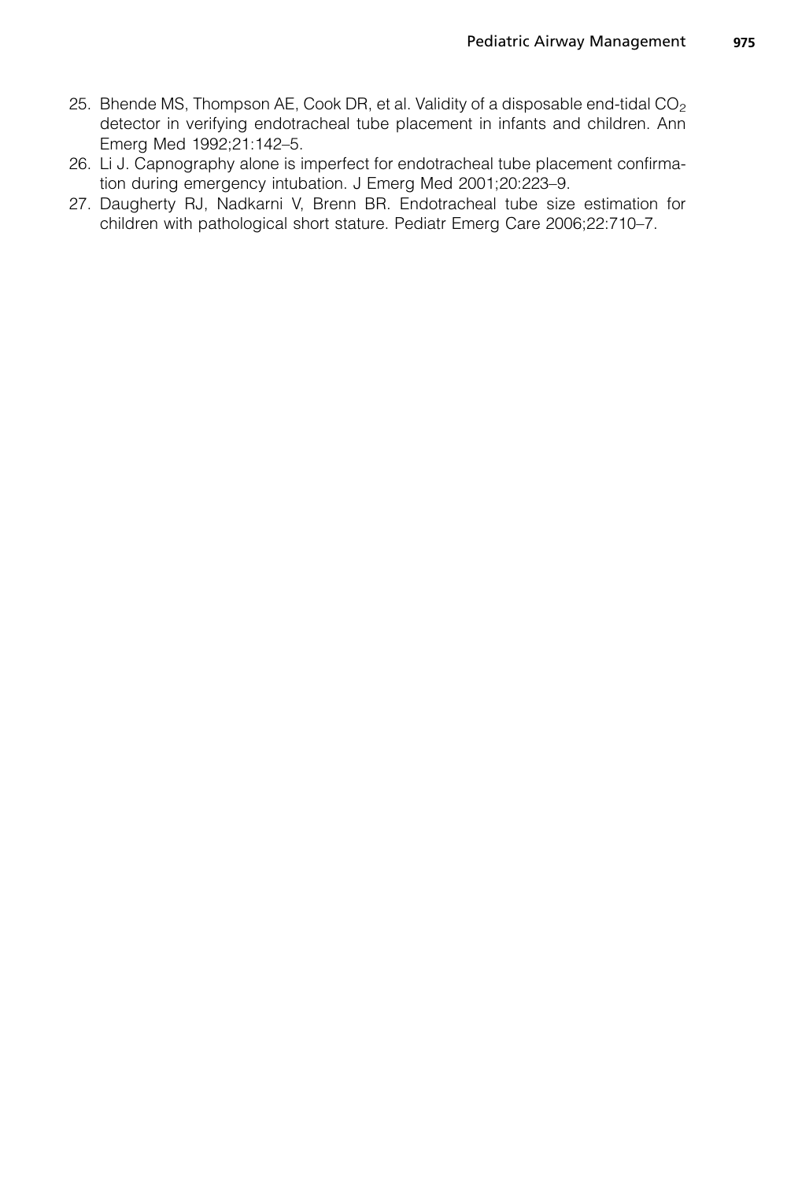25. Bhende MS, Thompson AE, Cook DR, et al. Validity of a disposable end-tidal $CO_2$ detector in verifying endotracheal tube placement in infants and children. Ann Emerg Med 1992;21:142–5.
26. Li J. Capnography alone is imperfect for endotracheal tube placement confirmation during emergency intubation. J Emerg Med 2001;20:223–9.
27. Daugherty RJ, Nadkarni V, Brenn BR. Endotracheal tube size estimation for children with pathological short stature. Pediatr Emerg Care 2006;22:710–7.